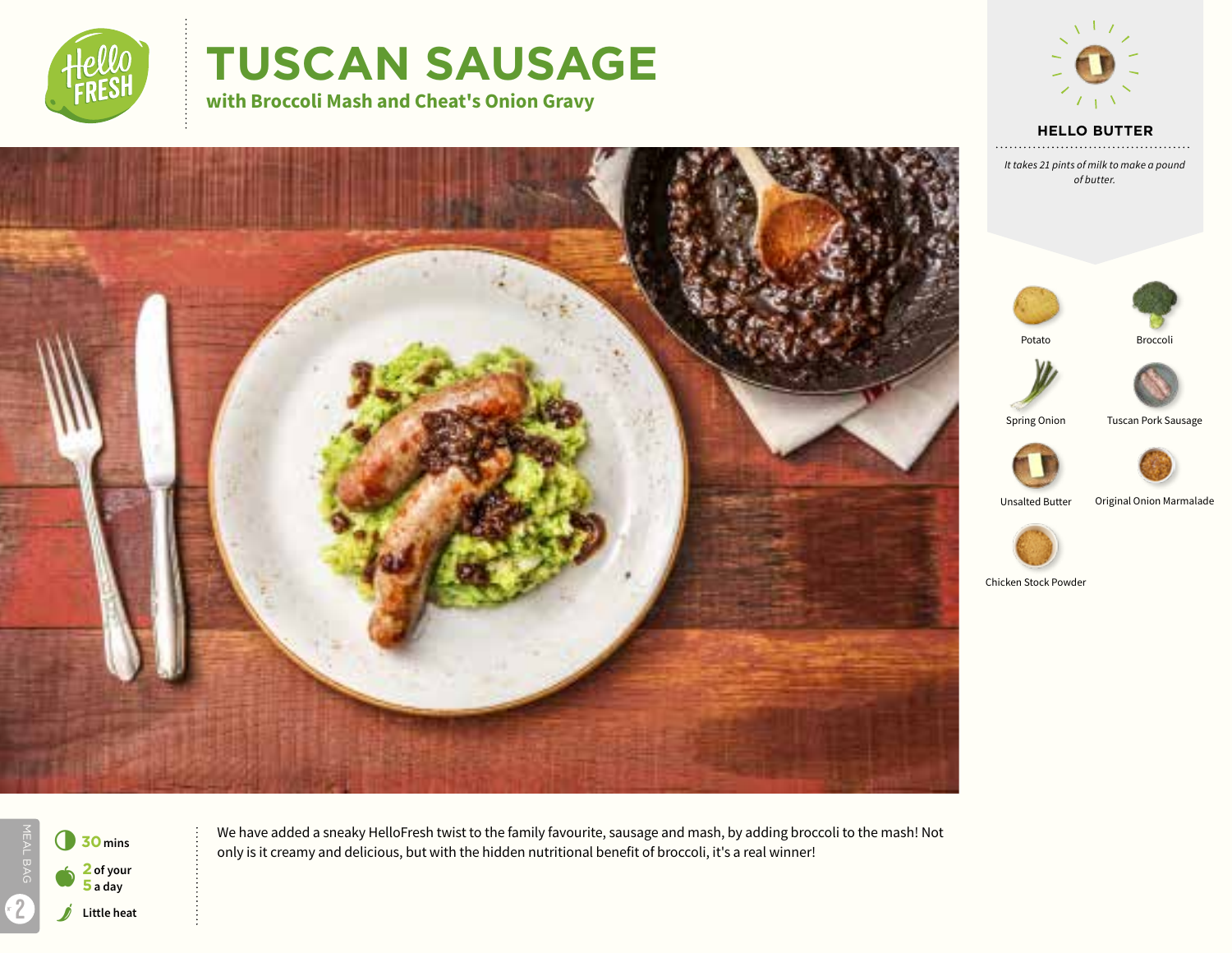# TUSCAN SAUSAGE

## with Broccoli Mash and Cheat's Onion Gravy

### HELLO BUTTER

*It takes 21 pints of milk to make a pound of butter.*

- Potato
- Broccoli
- Spring Onion
- Tuscan Pork Sausage
- Unsalted Butter
- Original Onion Marmalade
- Chicken Stock Powder

MEAL BAG 2

**30** mins

**2** of your **5** a day

Little heat

We have added a sneaky HelloFresh twist to the family favourite, sausage and mash, by adding broccoli to the mash! Not only is it creamy and delicious, but with the hidden nutritional benefit of broccoli, it's a real winner!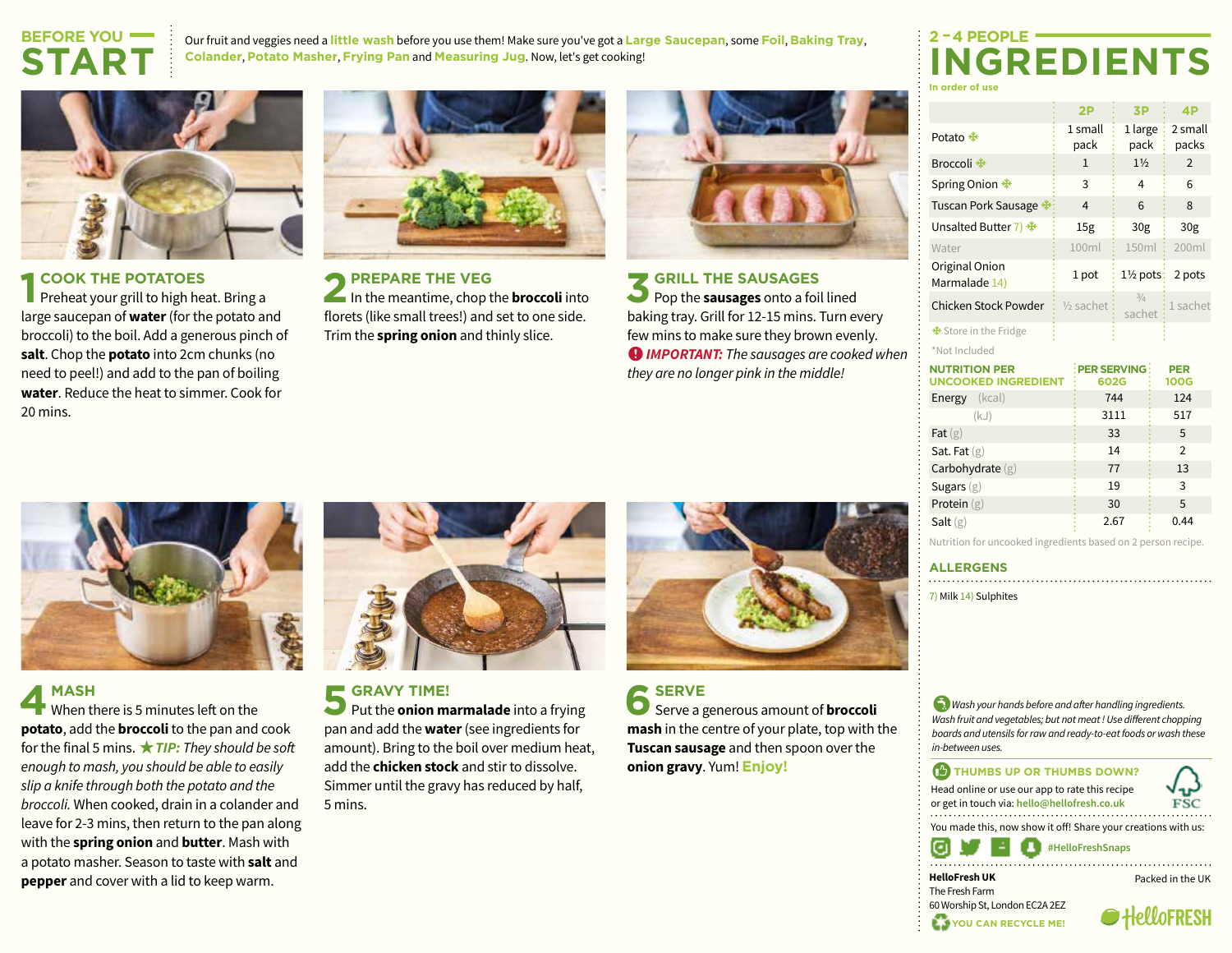# BEFORE YOU START

Our fruit and veggies need a **little wash** before you use them! Make sure you've got a **Large Saucepan**, some **Foil**, **Baking Tray**, **Colander**, **Potato Masher**, **Frying Pan** and **Measuring Jug**. Now, let's get cooking!

## 1 COOK THE POTATOES

Preheat your grill to high heat. Bring a large saucepan of **water** (for the potato and broccoli) to the boil. Add a generous pinch of **salt**. Chop the **potato** into 2cm chunks (no need to peel!) and add to the pan of boiling **water**. Reduce the heat to simmer. Cook for 20 mins.

## 2 PREPARE THE VEG

In the meantime, chop the **broccoli** into florets (like small trees!) and set to one side. Trim the **spring onion** and thinly slice.

## 3 GRILL THE SAUSAGES

Pop the **sausages** onto a foil lined baking tray. Grill for 12-15 mins. Turn every few mins to make sure they brown evenly. ***IMPORTANT:*** *The sausages are cooked when they are no longer pink in the middle!*

## 4 MASH

When there is 5 minutes left on the **potato**, add the **broccoli** to the pan and cook for the final 5 mins. ★ ***TIP:*** *They should be soft enough to mash, you should be able to easily slip a knife through both the potato and the broccoli.* When cooked, drain in a colander and leave for 2-3 mins, then return to the pan along with the **spring onion** and **butter**. Mash with a potato masher. Season to taste with **salt** and **pepper** and cover with a lid to keep warm.

## 5 GRAVY TIME!

Put the **onion marmalade** into a frying pan and add the **water** (see ingredients for amount). Bring to the boil over medium heat, add the **chicken stock** and stir to dissolve. Simmer until the gravy has reduced by half, 5 mins.

## 6 SERVE

Serve a generous amount of **broccoli mash** in the centre of your plate, top with the **Tuscan sausage** and then spoon over the **onion gravy**. Yum! **Enjoy!**

# 2 - 4 PEOPLE INGREDIENTS

In order of use

| | 2P | 3P | 4P |
|---|---|---|---|
| Potato ❄ | 1 small pack | 1 large pack | 2 small packs |
| Broccoli ❄ | 1 | 1½ | 2 |
| Spring Onion ❄ | 3 | 4 | 6 |
| Tuscan Pork Sausage ❄ | 4 | 6 | 8 |
| Unsalted Butter 7) ❄ | 15g | 30g | 30g |
| Water* | 100ml | 150ml | 200ml |
| Original Onion Marmalade 14) | 1 pot | 1½ pots | 2 pots |
| Chicken Stock Powder | ½ sachet | ¾ sachet | 1 sachet |

❄ Store in the Fridge

*Not Included

| NUTRITION PER UNCOOKED INGREDIENT | PER SERVING 602G | PER 100G |
|---|---|---|
| Energy (kcal) | 744 | 124 |
| (kJ) | 3111 | 517 |
| Fat (g) | 33 | 5 |
| Sat. Fat (g) | 14 | 2 |
| Carbohydrate (g) | 77 | 13 |
| Sugars (g) | 19 | 3 |
| Protein (g) | 30 | 5 |
| Salt (g) | 2.67 | 0.44 |

Nutrition for uncooked ingredients based on 2 person recipe.

## ALLERGENS

7) Milk 14) Sulphites

*Wash your hands before and after handling ingredients. Wash fruit and vegetables; but not meat ! Use different chopping boards and utensils for raw and ready-to-eat foods or wash these in-between uses.*

**THUMBS UP OR THUMBS DOWN?**

Head online or use our app to rate this recipe or get in touch via: hello@hellofresh.co.uk

You made this, now show it off! Share your creations with us: #HelloFreshSnaps

**HelloFresh UK**
The Fresh Farm
60 Worship St, London EC2A 2EZ

Packed in the UK

YOU CAN RECYCLE ME!